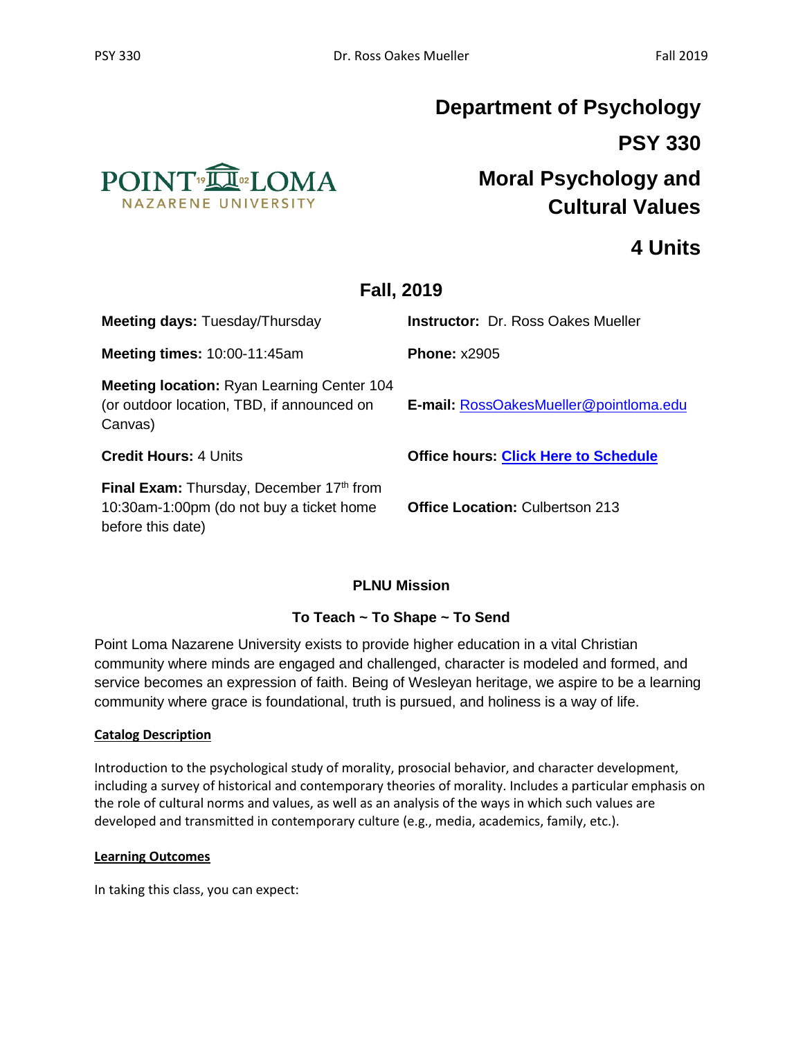# Department of Psychology

# PSY 330

# Moral Psychology and Cultural Values

# 4 Units

## Fall, 2019

| | |
|---|---|
| **Meeting days:** Tuesday/Thursday | **Instructor:** Dr. Ross Oakes Mueller |
| **Meeting times:** 10:00-11:45am | **Phone:** x2905 |
| **Meeting location:** Ryan Learning Center 104 (or outdoor location, TBD, if announced on Canvas) | **E-mail:** RossOakesMueller@pointloma.edu |
| **Credit Hours:** 4 Units | **Office hours:** **Click Here to Schedule** |
| **Final Exam:** Thursday, December 17th from 10:30am-1:00pm (do not buy a ticket home before this date) | **Office Location:** Culbertson 213 |

**PLNU Mission**

**To Teach ~ To Shape ~ To Send**

Point Loma Nazarene University exists to provide higher education in a vital Christian community where minds are engaged and challenged, character is modeled and formed, and service becomes an expression of faith. Being of Wesleyan heritage, we aspire to be a learning community where grace is foundational, truth is pursued, and holiness is a way of life.

**Catalog Description**

Introduction to the psychological study of morality, prosocial behavior, and character development, including a survey of historical and contemporary theories of morality. Includes a particular emphasis on the role of cultural norms and values, as well as an analysis of the ways in which such values are developed and transmitted in contemporary culture (e.g., media, academics, family, etc.).

**Learning Outcomes**

In taking this class, you can expect: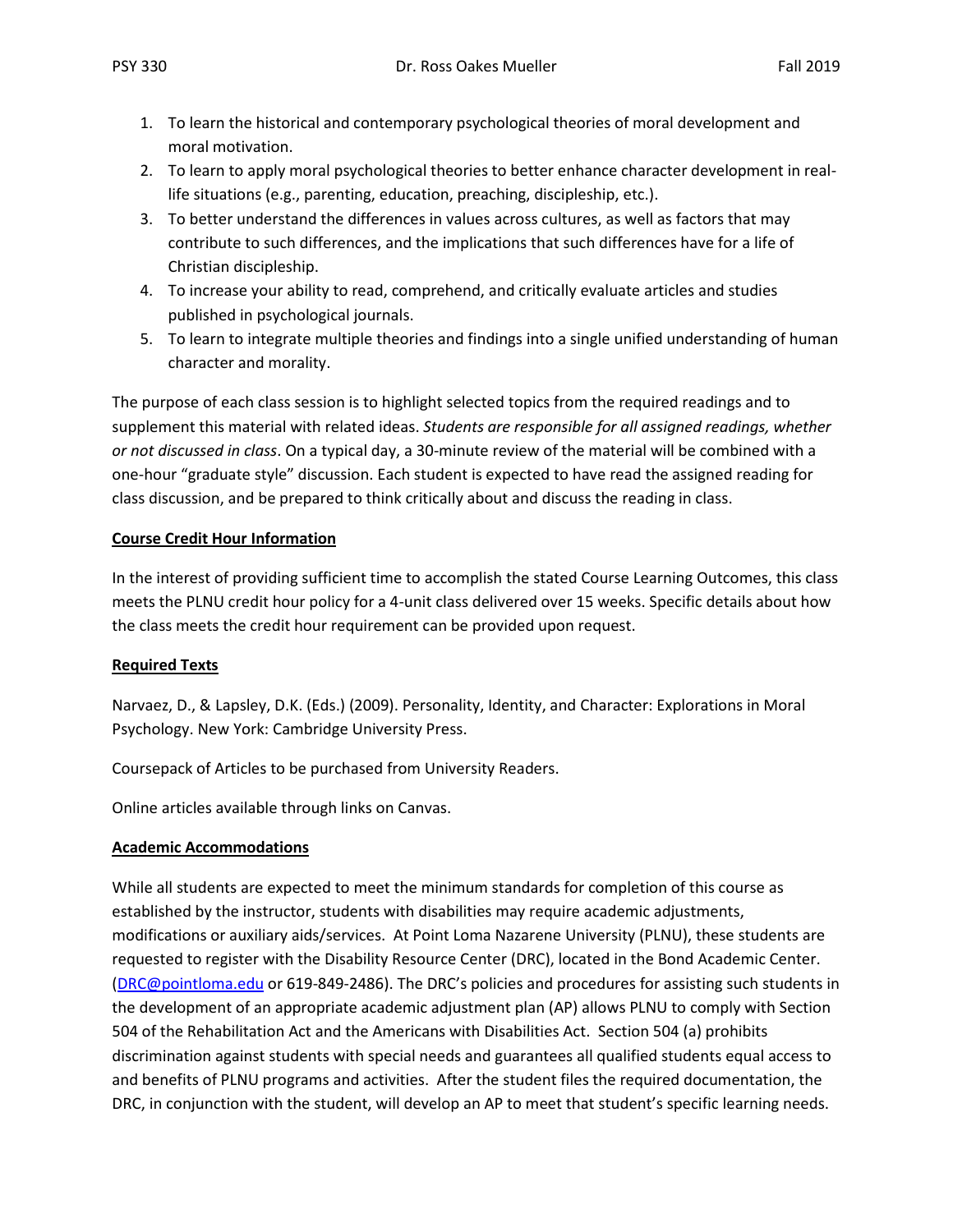1. To learn the historical and contemporary psychological theories of moral development and moral motivation.
2. To learn to apply moral psychological theories to better enhance character development in real-life situations (e.g., parenting, education, preaching, discipleship, etc.).
3. To better understand the differences in values across cultures, as well as factors that may contribute to such differences, and the implications that such differences have for a life of Christian discipleship.
4. To increase your ability to read, comprehend, and critically evaluate articles and studies published in psychological journals.
5. To learn to integrate multiple theories and findings into a single unified understanding of human character and morality.

The purpose of each class session is to highlight selected topics from the required readings and to supplement this material with related ideas. *Students are responsible for all assigned readings, whether or not discussed in class*. On a typical day, a 30-minute review of the material will be combined with a one-hour "graduate style" discussion. Each student is expected to have read the assigned reading for class discussion, and be prepared to think critically about and discuss the reading in class.

**Course Credit Hour Information**

In the interest of providing sufficient time to accomplish the stated Course Learning Outcomes, this class meets the PLNU credit hour policy for a 4-unit class delivered over 15 weeks. Specific details about how the class meets the credit hour requirement can be provided upon request.

**Required Texts**

Narvaez, D., & Lapsley, D.K. (Eds.) (2009). Personality, Identity, and Character: Explorations in Moral Psychology. New York: Cambridge University Press.

Coursepack of Articles to be purchased from University Readers.

Online articles available through links on Canvas.

**Academic Accommodations**

While all students are expected to meet the minimum standards for completion of this course as established by the instructor, students with disabilities may require academic adjustments, modifications or auxiliary aids/services. At Point Loma Nazarene University (PLNU), these students are requested to register with the Disability Resource Center (DRC), located in the Bond Academic Center. (DRC@pointloma.edu or 619-849-2486). The DRC's policies and procedures for assisting such students in the development of an appropriate academic adjustment plan (AP) allows PLNU to comply with Section 504 of the Rehabilitation Act and the Americans with Disabilities Act. Section 504 (a) prohibits discrimination against students with special needs and guarantees all qualified students equal access to and benefits of PLNU programs and activities. After the student files the required documentation, the DRC, in conjunction with the student, will develop an AP to meet that student's specific learning needs.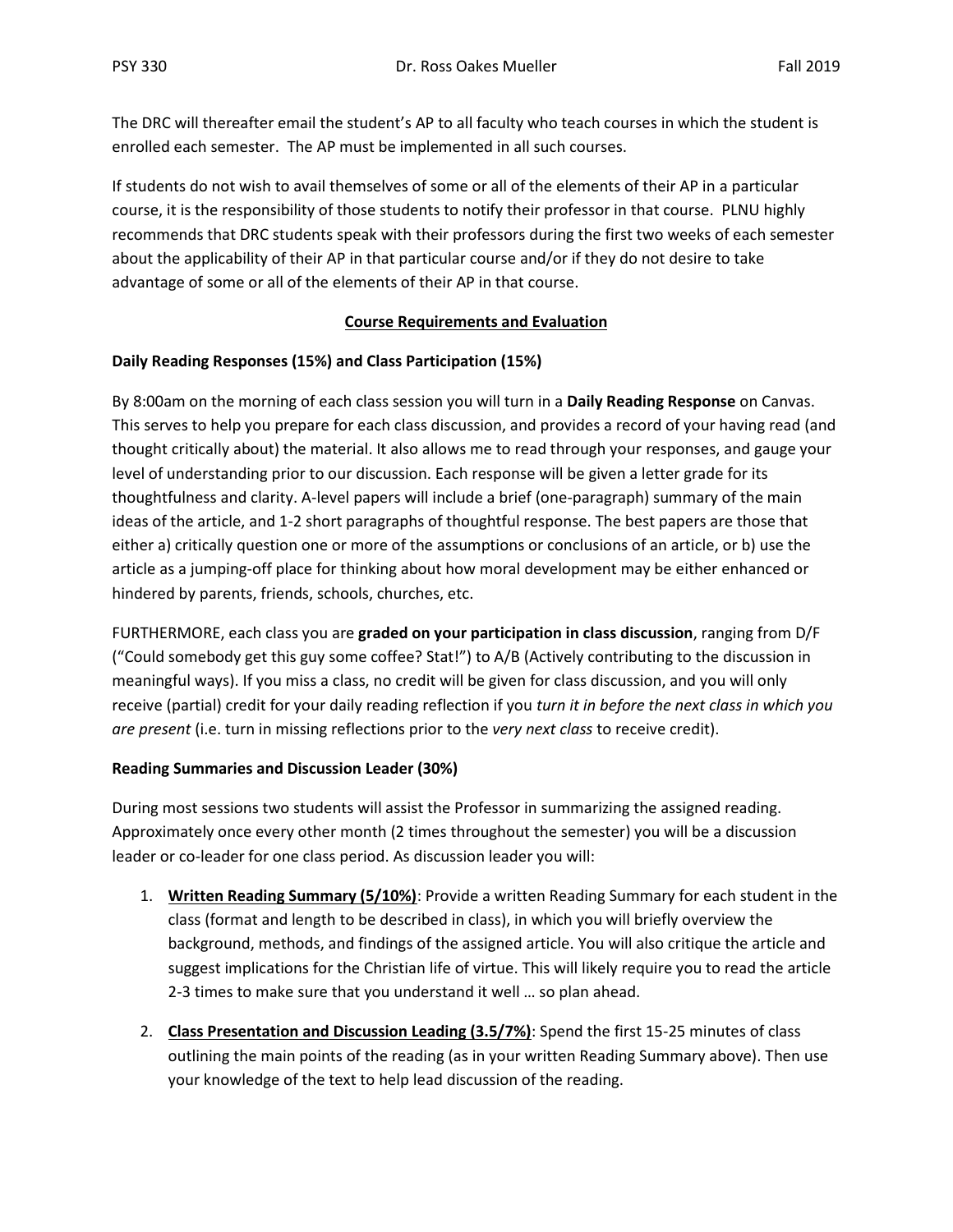The DRC will thereafter email the student's AP to all faculty who teach courses in which the student is enrolled each semester. The AP must be implemented in all such courses.

If students do not wish to avail themselves of some or all of the elements of their AP in a particular course, it is the responsibility of those students to notify their professor in that course. PLNU highly recommends that DRC students speak with their professors during the first two weeks of each semester about the applicability of their AP in that particular course and/or if they do not desire to take advantage of some or all of the elements of their AP in that course.

## Course Requirements and Evaluation

### Daily Reading Responses (15%) and Class Participation (15%)

By 8:00am on the morning of each class session you will turn in a **Daily Reading Response** on Canvas. This serves to help you prepare for each class discussion, and provides a record of your having read (and thought critically about) the material. It also allows me to read through your responses, and gauge your level of understanding prior to our discussion. Each response will be given a letter grade for its thoughtfulness and clarity. A-level papers will include a brief (one-paragraph) summary of the main ideas of the article, and 1-2 short paragraphs of thoughtful response. The best papers are those that either a) critically question one or more of the assumptions or conclusions of an article, or b) use the article as a jumping-off place for thinking about how moral development may be either enhanced or hindered by parents, friends, schools, churches, etc.

FURTHERMORE, each class you are **graded on your participation in class discussion**, ranging from D/F ("Could somebody get this guy some coffee? Stat!") to A/B (Actively contributing to the discussion in meaningful ways). If you miss a class, no credit will be given for class discussion, and you will only receive (partial) credit for your daily reading reflection if you *turn it in before the next class in which you are present* (i.e. turn in missing reflections prior to the *very next class* to receive credit).

### Reading Summaries and Discussion Leader (30%)

During most sessions two students will assist the Professor in summarizing the assigned reading. Approximately once every other month (2 times throughout the semester) you will be a discussion leader or co-leader for one class period. As discussion leader you will:

1. **Written Reading Summary (5/10%)**: Provide a written Reading Summary for each student in the class (format and length to be described in class), in which you will briefly overview the background, methods, and findings of the assigned article. You will also critique the article and suggest implications for the Christian life of virtue. This will likely require you to read the article 2-3 times to make sure that you understand it well … so plan ahead.
2. **Class Presentation and Discussion Leading (3.5/7%)**: Spend the first 15-25 minutes of class outlining the main points of the reading (as in your written Reading Summary above). Then use your knowledge of the text to help lead discussion of the reading.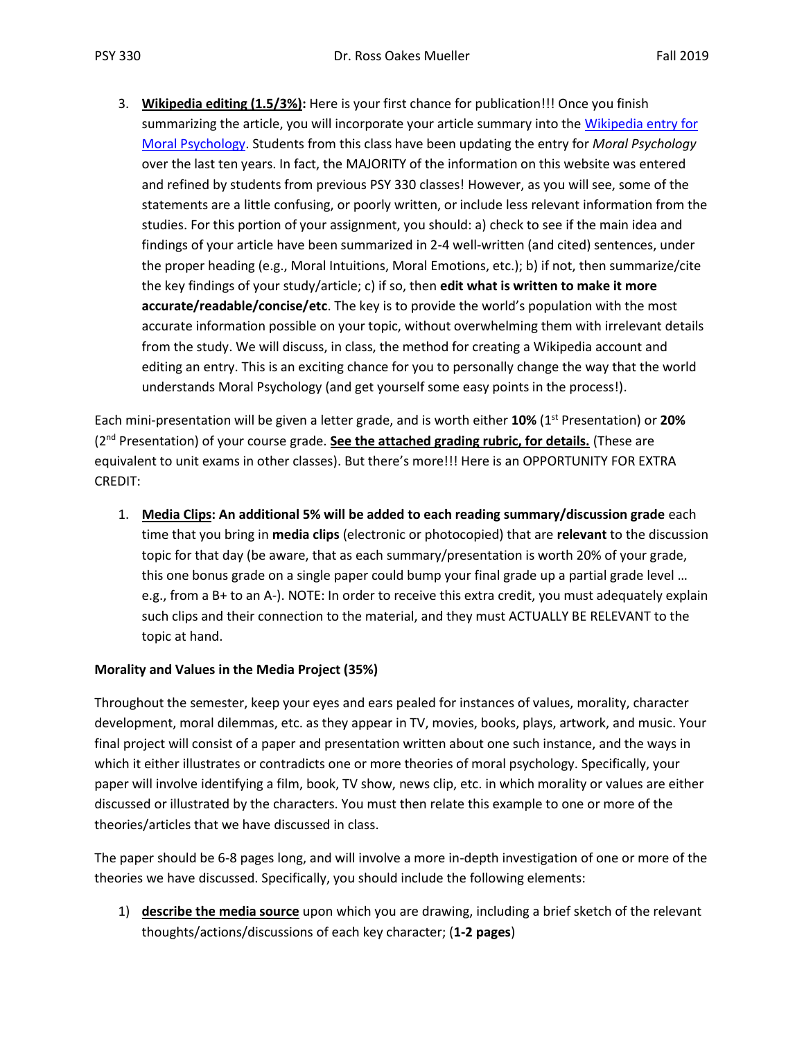3. **Wikipedia editing (1.5/3%):** Here is your first chance for publication!!! Once you finish summarizing the article, you will incorporate your article summary into the Wikipedia entry for Moral Psychology. Students from this class have been updating the entry for *Moral Psychology* over the last ten years. In fact, the MAJORITY of the information on this website was entered and refined by students from previous PSY 330 classes! However, as you will see, some of the statements are a little confusing, or poorly written, or include less relevant information from the studies. For this portion of your assignment, you should: a) check to see if the main idea and findings of your article have been summarized in 2-4 well-written (and cited) sentences, under the proper heading (e.g., Moral Intuitions, Moral Emotions, etc.); b) if not, then summarize/cite the key findings of your study/article; c) if so, then **edit what is written to make it more accurate/readable/concise/etc**. The key is to provide the world's population with the most accurate information possible on your topic, without overwhelming them with irrelevant details from the study. We will discuss, in class, the method for creating a Wikipedia account and editing an entry. This is an exciting chance for you to personally change the way that the world understands Moral Psychology (and get yourself some easy points in the process!).

Each mini-presentation will be given a letter grade, and is worth either **10%** (1st Presentation) or **20%** (2nd Presentation) of your course grade. **See the attached grading rubric, for details.** (These are equivalent to unit exams in other classes). But there's more!!! Here is an OPPORTUNITY FOR EXTRA CREDIT:

1. **Media Clips: An additional 5% will be added to each reading summary/discussion grade** each time that you bring in **media clips** (electronic or photocopied) that are **relevant** to the discussion topic for that day (be aware, that as each summary/presentation is worth 20% of your grade, this one bonus grade on a single paper could bump your final grade up a partial grade level … e.g., from a B+ to an A-). NOTE: In order to receive this extra credit, you must adequately explain such clips and their connection to the material, and they must ACTUALLY BE RELEVANT to the topic at hand.

**Morality and Values in the Media Project (35%)**

Throughout the semester, keep your eyes and ears pealed for instances of values, morality, character development, moral dilemmas, etc. as they appear in TV, movies, books, plays, artwork, and music. Your final project will consist of a paper and presentation written about one such instance, and the ways in which it either illustrates or contradicts one or more theories of moral psychology. Specifically, your paper will involve identifying a film, book, TV show, news clip, etc. in which morality or values are either discussed or illustrated by the characters. You must then relate this example to one or more of the theories/articles that we have discussed in class.

The paper should be 6-8 pages long, and will involve a more in-depth investigation of one or more of the theories we have discussed. Specifically, you should include the following elements:

1) **describe the media source** upon which you are drawing, including a brief sketch of the relevant thoughts/actions/discussions of each key character; (**1-2 pages**)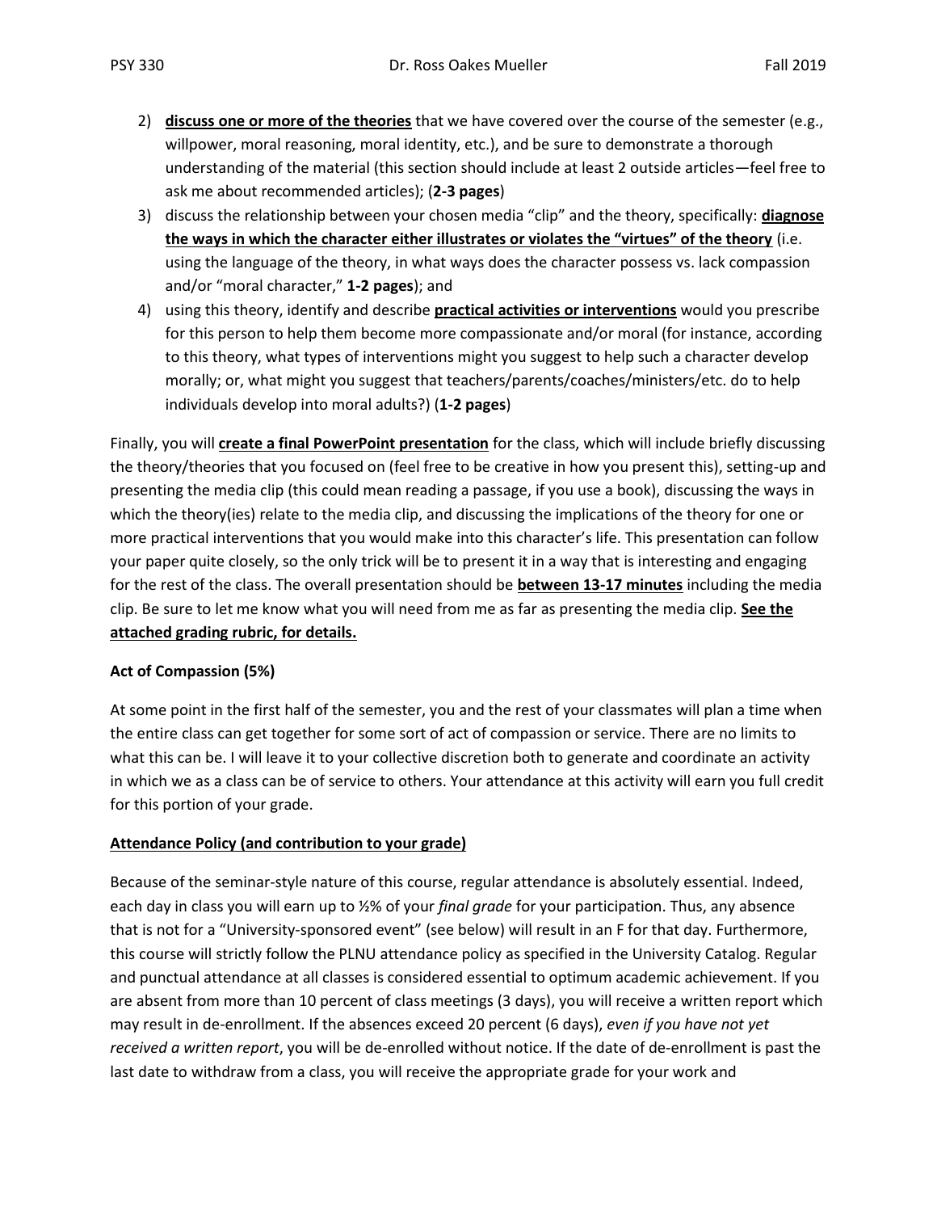2) **discuss one or more of the theories** that we have covered over the course of the semester (e.g., willpower, moral reasoning, moral identity, etc.), and be sure to demonstrate a thorough understanding of the material (this section should include at least 2 outside articles—feel free to ask me about recommended articles); (**2-3 pages**)
3) discuss the relationship between your chosen media "clip" and the theory, specifically: **diagnose the ways in which the character either illustrates or violates the "virtues" of the theory** (i.e. using the language of the theory, in what ways does the character possess vs. lack compassion and/or "moral character," **1-2 pages**); and
4) using this theory, identify and describe **practical activities or interventions** would you prescribe for this person to help them become more compassionate and/or moral (for instance, according to this theory, what types of interventions might you suggest to help such a character develop morally; or, what might you suggest that teachers/parents/coaches/ministers/etc. do to help individuals develop into moral adults?) (**1-2 pages**)

Finally, you will **create a final PowerPoint presentation** for the class, which will include briefly discussing the theory/theories that you focused on (feel free to be creative in how you present this), setting-up and presenting the media clip (this could mean reading a passage, if you use a book), discussing the ways in which the theory(ies) relate to the media clip, and discussing the implications of the theory for one or more practical interventions that you would make into this character's life. This presentation can follow your paper quite closely, so the only trick will be to present it in a way that is interesting and engaging for the rest of the class. The overall presentation should be **between 13-17 minutes** including the media clip. Be sure to let me know what you will need from me as far as presenting the media clip. **See the attached grading rubric, for details.**

**Act of Compassion (5%)**

At some point in the first half of the semester, you and the rest of your classmates will plan a time when the entire class can get together for some sort of act of compassion or service. There are no limits to what this can be. I will leave it to your collective discretion both to generate and coordinate an activity in which we as a class can be of service to others. Your attendance at this activity will earn you full credit for this portion of your grade.

**Attendance Policy (and contribution to your grade)**

Because of the seminar-style nature of this course, regular attendance is absolutely essential. Indeed, each day in class you will earn up to ½% of your *final grade* for your participation. Thus, any absence that is not for a "University-sponsored event" (see below) will result in an F for that day. Furthermore, this course will strictly follow the PLNU attendance policy as specified in the University Catalog. Regular and punctual attendance at all classes is considered essential to optimum academic achievement. If you are absent from more than 10 percent of class meetings (3 days), you will receive a written report which may result in de-enrollment. If the absences exceed 20 percent (6 days), *even if you have not yet received a written report*, you will be de-enrolled without notice. If the date of de-enrollment is past the last date to withdraw from a class, you will receive the appropriate grade for your work and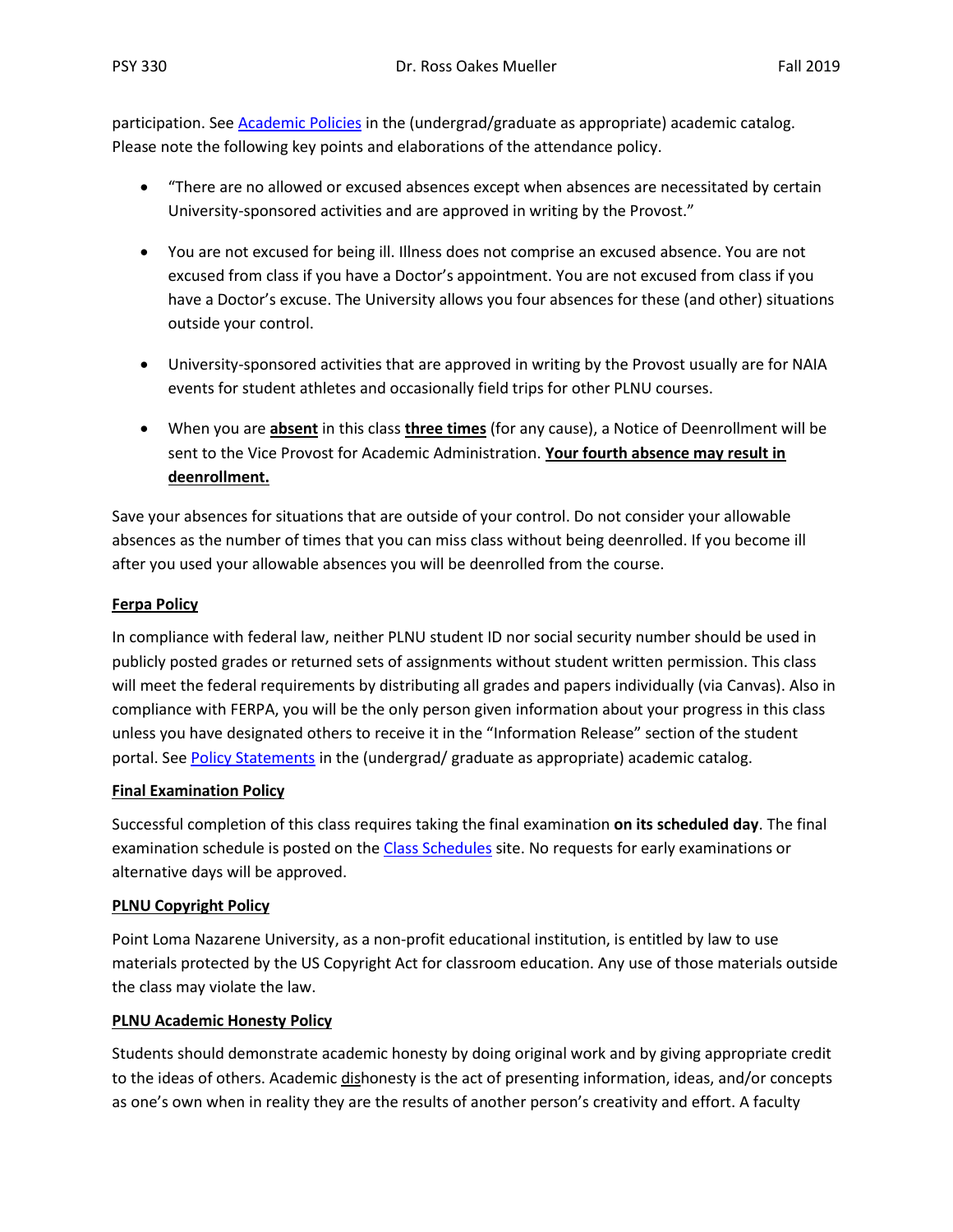participation. See [Academic Policies] in the (undergrad/graduate as appropriate) academic catalog. Please note the following key points and elaborations of the attendance policy.

- "There are no allowed or excused absences except when absences are necessitated by certain University-sponsored activities and are approved in writing by the Provost."
- You are not excused for being ill. Illness does not comprise an excused absence. You are not excused from class if you have a Doctor's appointment. You are not excused from class if you have a Doctor's excuse. The University allows you four absences for these (and other) situations outside your control.
- University-sponsored activities that are approved in writing by the Provost usually are for NAIA events for student athletes and occasionally field trips for other PLNU courses.
- When you are **absent** in this class **three times** (for any cause), a Notice of Deenrollment will be sent to the Vice Provost for Academic Administration. **Your fourth absence may result in deenrollment.**

Save your absences for situations that are outside of your control. Do not consider your allowable absences as the number of times that you can miss class without being deenrolled. If you become ill after you used your allowable absences you will be deenrolled from the course.

**Ferpa Policy**

In compliance with federal law, neither PLNU student ID nor social security number should be used in publicly posted grades or returned sets of assignments without student written permission. This class will meet the federal requirements by distributing all grades and papers individually (via Canvas). Also in compliance with FERPA, you will be the only person given information about your progress in this class unless you have designated others to receive it in the "Information Release" section of the student portal. See [Policy Statements] in the (undergrad/ graduate as appropriate) academic catalog.

**Final Examination Policy**

Successful completion of this class requires taking the final examination **on its scheduled day**. The final examination schedule is posted on the [Class Schedules] site. No requests for early examinations or alternative days will be approved.

**PLNU Copyright Policy**

Point Loma Nazarene University, as a non-profit educational institution, is entitled by law to use materials protected by the US Copyright Act for classroom education. Any use of those materials outside the class may violate the law.

**PLNU Academic Honesty Policy**

Students should demonstrate academic honesty by doing original work and by giving appropriate credit to the ideas of others. Academic dishonesty is the act of presenting information, ideas, and/or concepts as one's own when in reality they are the results of another person's creativity and effort. A faculty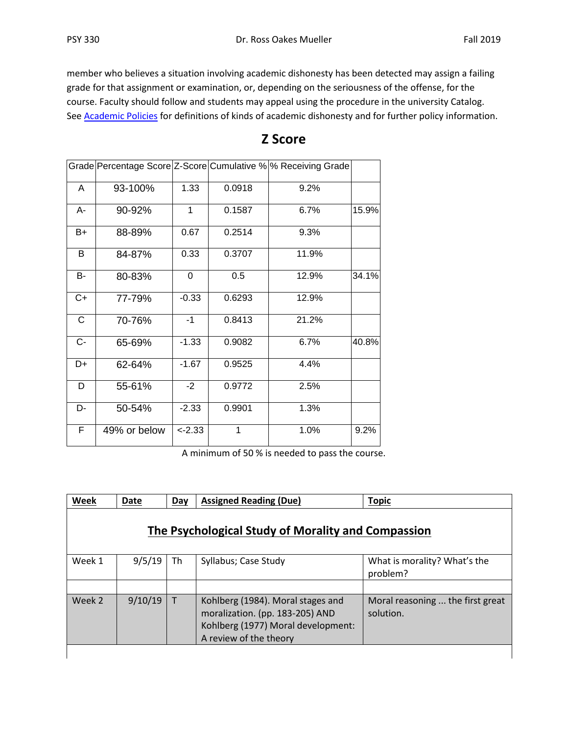member who believes a situation involving academic dishonesty has been detected may assign a failing grade for that assignment or examination, or, depending on the seriousness of the offense, for the course. Faculty should follow and students may appeal using the procedure in the university Catalog. See Academic Policies for definitions of kinds of academic dishonesty and for further policy information.

## Z Score

| Grade | Percentage Score | Z-Score | Cumulative % | % Receiving Grade | |
|---|---|---|---|---|---|
| A | 93-100% | 1.33 | 0.0918 | 9.2% | |
| A- | 90-92% | 1 | 0.1587 | 6.7% | 15.9% |
| B+ | 88-89% | 0.67 | 0.2514 | 9.3% | |
| B | 84-87% | 0.33 | 0.3707 | 11.9% | |
| B- | 80-83% | 0 | 0.5 | 12.9% | 34.1% |
| C+ | 77-79% | -0.33 | 0.6293 | 12.9% | |
| C | 70-76% | -1 | 0.8413 | 21.2% | |
| C- | 65-69% | -1.33 | 0.9082 | 6.7% | 40.8% |
| D+ | 62-64% | -1.67 | 0.9525 | 4.4% | |
| D | 55-61% | -2 | 0.9772 | 2.5% | |
| D- | 50-54% | -2.33 | 0.9901 | 1.3% | |
| F | 49% or below | <-2.33 | 1 | 1.0% | 9.2% |

A minimum of 50 % is needed to pass the course.

| Week | Date | Day | Assigned Reading (Due) | Topic |
|---|---|---|---|---|
| **The Psychological Study of Morality and Compassion** | | | | |
| Week 1 | 9/5/19 | Th | Syllabus; Case Study | What is morality? What's the problem? |
| | | | | |
| Week 2 | 9/10/19 | T | Kohlberg (1984). Moral stages and moralization. (pp. 183-205) AND Kohlberg (1977) Moral development: A review of the theory | Moral reasoning ... the first great solution. |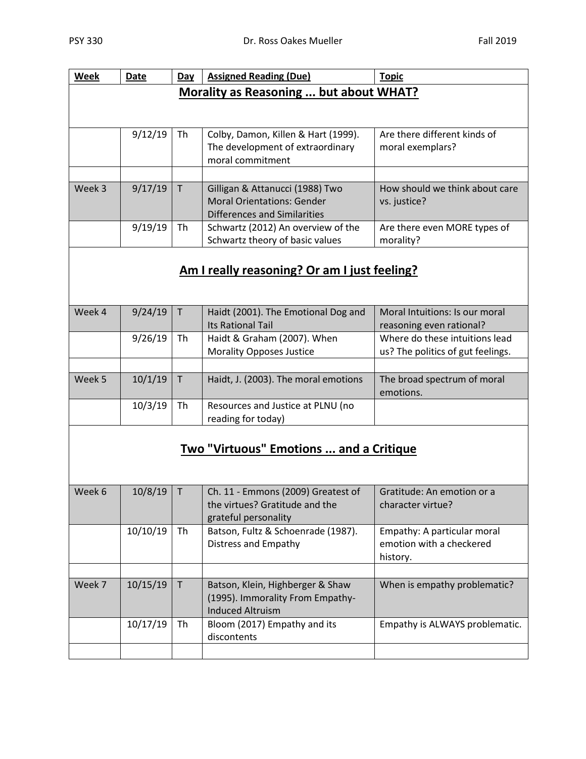| Week | Date | Day | Assigned Reading (Due) | Topic |
|---|---|---|---|---|
| **Morality as Reasoning ... but about WHAT?** | | | | |
| | 9/12/19 | Th | Colby, Damon, Killen & Hart (1999). The development of extraordinary moral commitment | Are there different kinds of moral exemplars? |
| | | | | |
| Week 3 | 9/17/19 | T | Gilligan & Attanucci (1988) Two Moral Orientations: Gender Differences and Similarities | How should we think about care vs. justice? |
| | 9/19/19 | Th | Schwartz (2012) An overview of the Schwartz theory of basic values | Are there even MORE types of morality? |
| **Am I really reasoning? Or am I just feeling?** | | | | |
| Week 4 | 9/24/19 | T | Haidt (2001). The Emotional Dog and Its Rational Tail | Moral Intuitions: Is our moral reasoning even rational? |
| | 9/26/19 | Th | Haidt & Graham (2007). When Morality Opposes Justice | Where do these intuitions lead us? The politics of gut feelings. |
| | | | | |
| Week 5 | 10/1/19 | T | Haidt, J. (2003). The moral emotions | The broad spectrum of moral emotions. |
| | 10/3/19 | Th | Resources and Justice at PLNU (no reading for today) | |
| **Two "Virtuous" Emotions ... and a Critique** | | | | |
| Week 6 | 10/8/19 | T | Ch. 11 - Emmons (2009) Greatest of the virtues? Gratitude and the grateful personality | Gratitude: An emotion or a character virtue? |
| | 10/10/19 | Th | Batson, Fultz & Schoenrade (1987). Distress and Empathy | Empathy: A particular moral emotion with a checkered history. |
| | | | | |
| Week 7 | 10/15/19 | T | Batson, Klein, Highberger & Shaw (1995). Immorality From Empathy-Induced Altruism | When is empathy problematic? |
| | 10/17/19 | Th | Bloom (2017) Empathy and its discontents | Empathy is ALWAYS problematic. |
| | | | | |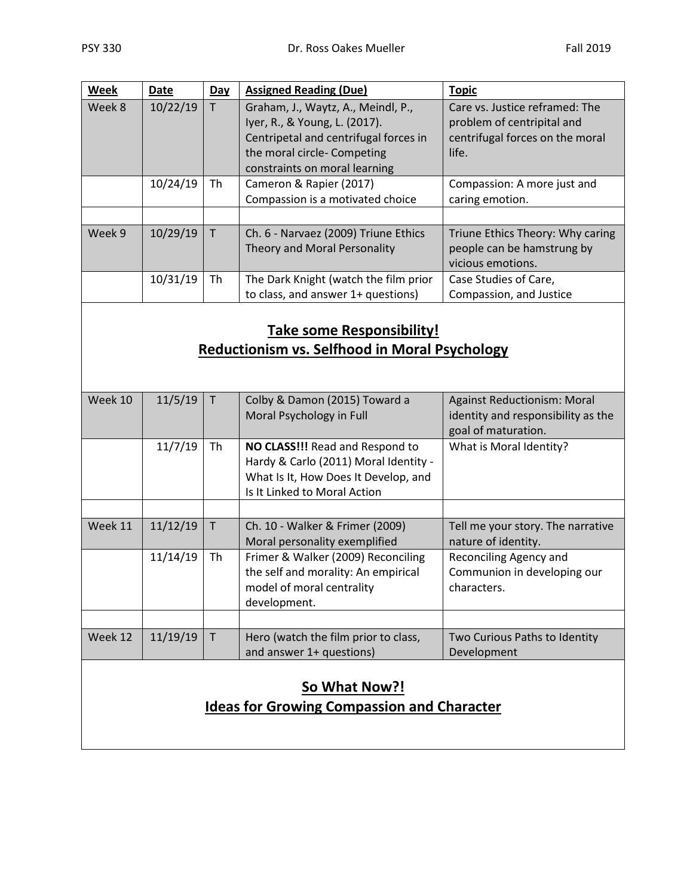| Week | Date | Day | Assigned Reading (Due) | Topic |
|---|---|---|---|---|
| Week 8 | 10/22/19 | T | Graham, J., Waytz, A., Meindl, P., Iyer, R., & Young, L. (2017). Centripetal and centrifugal forces in the moral circle- Competing constraints on moral learning | Care vs. Justice reframed: The problem of centripital and centrifugal forces on the moral life. |
| | 10/24/19 | Th | Cameron & Rapier (2017) Compassion is a motivated choice | Compassion: A more just and caring emotion. |
| | | | | |
| Week 9 | 10/29/19 | T | Ch. 6 - Narvaez (2009) Triune Ethics Theory and Moral Personality | Triune Ethics Theory: Why caring people can be hamstrung by vicious emotions. |
| | 10/31/19 | Th | The Dark Knight (watch the film prior to class, and answer 1+ questions) | Case Studies of Care, Compassion, and Justice |
| **Take some Responsibility! Reductionism vs. Selfhood in Moral Psychology** | | | | |
| Week 10 | 11/5/19 | T | Colby & Damon (2015) Toward a Moral Psychology in Full | Against Reductionism: Moral identity and responsibility as the goal of maturation. |
| | 11/7/19 | Th | **NO CLASS!!!** Read and Respond to Hardy & Carlo (2011) Moral Identity - What Is It, How Does It Develop, and Is It Linked to Moral Action | What is Moral Identity? |
| | | | | |
| Week 11 | 11/12/19 | T | Ch. 10 - Walker & Frimer (2009) Moral personality exemplified | Tell me your story. The narrative nature of identity. |
| | 11/14/19 | Th | Frimer & Walker (2009) Reconciling the self and morality: An empirical model of moral centrality development. | Reconciling Agency and Communion in developing our characters. |
| | | | | |
| Week 12 | 11/19/19 | T | Hero (watch the film prior to class, and answer 1+ questions) | Two Curious Paths to Identity Development |
| **So What Now?! Ideas for Growing Compassion and Character** | | | | |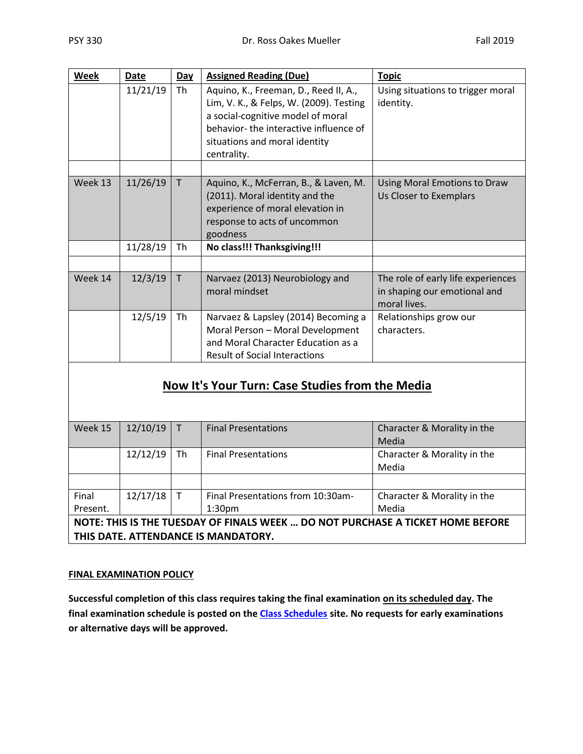| Week | Date | Day | Assigned Reading (Due) | Topic |
|---|---|---|---|---|
| | 11/21/19 | Th | Aquino, K., Freeman, D., Reed II, A., Lim, V. K., & Felps, W. (2009). Testing a social-cognitive model of moral behavior- the interactive influence of situations and moral identity centrality. | Using situations to trigger moral identity. |
| | | | | |
| Week 13 | 11/26/19 | T | Aquino, K., McFerran, B., & Laven, M. (2011). Moral identity and the experience of moral elevation in response to acts of uncommon goodness | Using Moral Emotions to Draw Us Closer to Exemplars |
| | 11/28/19 | Th | **No class!!! Thanksgiving!!!** | |
| | | | | |
| Week 14 | 12/3/19 | T | Narvaez (2013) Neurobiology and moral mindset | The role of early life experiences in shaping our emotional and moral lives. |
| | 12/5/19 | Th | Narvaez & Lapsley (2014) Becoming a Moral Person – Moral Development and Moral Character Education as a Result of Social Interactions | Relationships grow our characters. |
| **Now It's Your Turn: Case Studies from the Media** | | | | |
| Week 15 | 12/10/19 | T | Final Presentations | Character & Morality in the Media |
| | 12/12/19 | Th | Final Presentations | Character & Morality in the Media |
| | | | | |
| Final Present. | 12/17/18 | T | Final Presentations from 10:30am-1:30pm | Character & Morality in the Media |
| **NOTE: THIS IS THE TUESDAY OF FINALS WEEK … DO NOT PURCHASE A TICKET HOME BEFORE THIS DATE. ATTENDANCE IS MANDATORY.** | | | | |

**FINAL EXAMINATION POLICY**

**Successful completion of this class requires taking the final examination on its scheduled day. The final examination schedule is posted on the Class Schedules site. No requests for early examinations or alternative days will be approved.**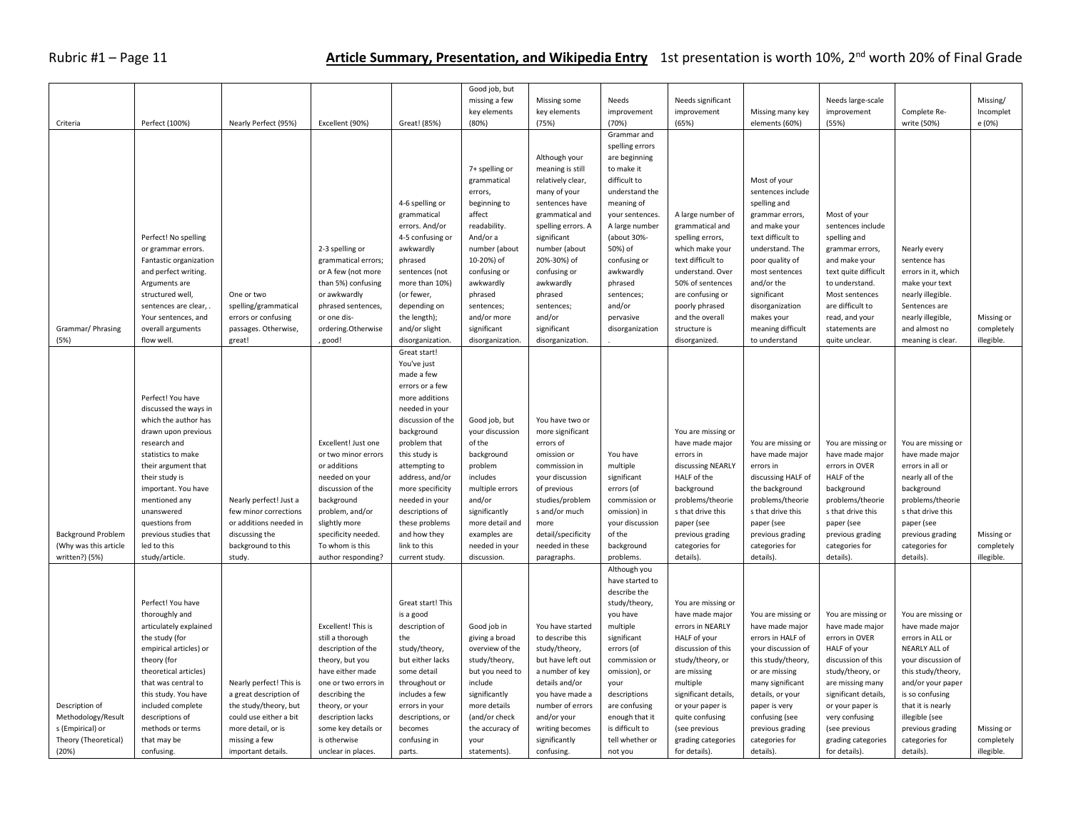**Article Summary, Presentation, and Wikipedia Entry** 1st presentation is worth 10%, 2nd worth 20% of Final Grade

| Criteria | Perfect (100%) | Nearly Perfect (95%) | Excellent (90%) | Great! (85%) | Good job, but missing a few key elements (80%) | Missing some key elements (75%) | Needs improvement (70%) | Needs significant improvement (65%) | Missing many key elements (60%) | Needs large-scale improvement (55%) | Complete Re-write (50%) | Missing/ Incomplete (0%) |
|---|---|---|---|---|---|---|---|---|---|---|---|---|
| Grammar/ Phrasing (5%) | Perfect! No spelling or grammar errors. Fantastic organization and perfect writing. Arguments are structured well, sentences are clear, . Your sentences, and overall arguments flow well. | One or two spelling/grammatical errors or confusing passages. Otherwise, great! | 2-3 spelling or grammatical errors; or A few (not more than 5%) confusing or awkwardly phrased sentences, or one dis-ordering.Otherwise , good! | 4-6 spelling or grammatical errors. And/or 4-5 confusing or awkwardly phrased sentences (not more than 10%) (or fewer, depending on the length); and/or slight disorganization. | 7+ spelling or grammatical errors, beginning to affect readability. And/or a number (about 10-20%) of confusing or awkwardly phrased sentences; and/or more significant disorganization. | Although your meaning is still relatively clear, many of your sentences have grammatical and spelling errors. A significant number (about 20%-30%) of confusing or awkwardly phrased sentences; and/or significant disorganization. | Grammar and spelling errors are beginning to make it difficult to understand the meaning of your sentences. A large number (about 30%-50%) of confusing or awkwardly phrased sentences; and/or pervasive disorganization . | A large number of grammatical and spelling errors, which make your text difficult to understand. Over 50% of sentences are confusing or poorly phrased and the overall structure is disorganized. | Most of your sentences include spelling and grammar errors, and make your text difficult to understand. The poor quality of most sentences and/or the significant disorganization makes your meaning difficult to understand | Most of your sentences include spelling and grammar errors, and make your text quite difficult to understand. Most sentences are difficult to read, and your statements are quite unclear. | Nearly every sentence has errors in it, which make your text nearly illegible. Sentences are nearly illegible, and almost no meaning is clear. | Missing or completely illegible. |
| Background Problem (Why was this article written?) (5%) | Perfect! You have discussed the ways in which the author has drawn upon previous research and statistics to make their argument that their study is important. You have mentioned any unanswered questions from previous studies that led to this study/article. | Nearly perfect! Just a few minor corrections or additions needed in discussing the background to this study. | Excellent! Just one or two minor errors or additions needed on your discussion of the background problem, and/or slightly more specificity needed. To whom is this author responding? | Great start! You've just made a few errors or a few more additions needed in your discussion of the background problem that this study is attempting to address, and/or more specificity needed in your descriptions of these problems and how they link to this current study. | Good job, but your discussion of the background problem includes multiple errors and/or significantly more detail and examples are needed in your discussion. | You have two or more significant errors of omission or commission in your discussion of previous studies/problem s and/or much more detail/specificity needed in these paragraphs. | You have multiple significant errors (of commission or omission) in your discussion of the background problems. | You are missing or have made major errors in discussing NEARLY HALF of the background problems/theorie s that drive this paper (see previous grading categories for details). | You are missing or have made major errors in discussing HALF of the background problems/theorie s that drive this paper (see previous grading categories for details). | You are missing or have made major errors in OVER HALF of the background problems/theorie s that drive this paper (see previous grading categories for details). | You are missing or have made major errors in all or nearly all of the background problems/theorie s that drive this paper (see previous grading categories for details). | Missing or completely illegible. |
| Description of Methodology/Result s (Empirical) or Theory (Theoretical) (20%) | Perfect! You have thoroughly and articulately explained the study (for empirical articles) or theory (for theoretical articles) that was central to this study. You have included complete descriptions of methods or terms that may be confusing. | Nearly perfect! This is a great description of the study/theory, but could use either a bit more detail, or is missing a few important details. | Excellent! This is still a thorough description of the theory, but you have either made one or two errors in describing the theory, or your description lacks some key details or is otherwise unclear in places. | Great start! This is a good description of the study/theory, but either lacks some detail throughout or includes a few errors in your descriptions, or becomes confusing in parts. | Good job in giving a broad overview of the study/theory, but you need to include significantly more details (and/or check the accuracy of your statements). | You have started to describe this study/theory, but have left out a number of key details and/or you have made a number of errors and/or your writing becomes significantly confusing. | Although you have started to describe the study/theory, you have multiple significant errors (of commission or omission), or your descriptions are confusing enough that it is difficult to tell whether or not you | You are missing or have made major errors in NEARLY HALF of your discussion of this study/theory, or are missing multiple significant details, or your paper is quite confusing (see previous grading categories for details). | You are missing or have made major errors in HALF of your discussion of this study/theory, or are missing many significant details, or your paper is very confusing (see previous grading categories for details). | You are missing or have made major errors in OVER HALF of your discussion of this study/theory, or are missing many significant details, or your paper is very confusing (see previous grading categories for details). | You are missing or have made major errors in ALL or NEARLY ALL of your discussion of this study/theory, and/or your paper is so confusing that it is nearly illegible (see previous grading categories for details). | Missing or completely illegible. |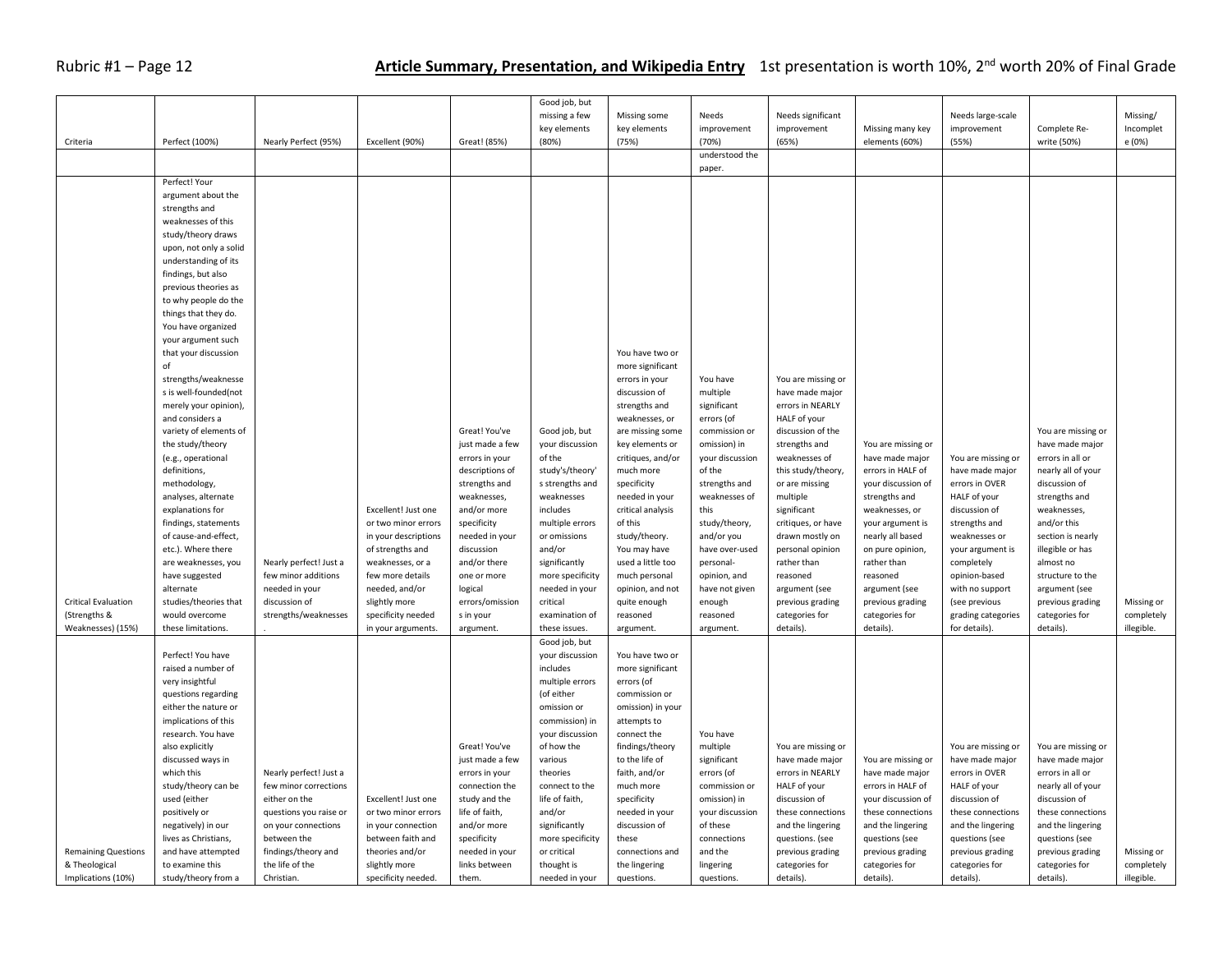## Article Summary, Presentation, and Wikipedia Entry

1st presentation is worth 10%, 2nd worth 20% of Final Grade

| Criteria | Perfect (100%) | Nearly Perfect (95%) | Excellent (90%) | Great! (85%) | Good job, but missing a few key elements (80%) | Missing some key elements (75%) | Needs improvement (70%) | Needs significant improvement (65%) | Missing many key elements (60%) | Needs large-scale improvement (55%) | Complete Re-write (50%) | Missing/ Incomplete (0%) |
|---|---|---|---|---|---|---|---|---|---|---|---|---|
| | | | | | | | understood the paper. | | | | | |
| Critical Evaluation (Strengths & Weaknesses) (15%) | Perfect! Your argument about the strengths and weaknesses of this study/theory draws upon, not only a solid understanding of its findings, but also previous theories as to why people do the things that they do. You have organized your argument such that your discussion of strengths/weaknesses is well-founded(not merely your opinion), and considers a variety of elements of the study/theory (e.g., operational definitions, methodology, analyses, alternate explanations for findings, statements of cause-and-effect, etc.). Where there are weaknesses, you have suggested alternate studies/theories that would overcome these limitations. | Nearly perfect! Just a few minor additions needed in your discussion of strengths/weaknesses . | Excellent! Just one or two minor errors in your descriptions of strengths and weaknesses, or a few more details needed, and/or slightly more specificity needed in your arguments. | Great! You've just made a few errors in your descriptions of strengths and weaknesses, and/or more specificity needed in your discussion and/or there one or more logical errors/omissions in your argument. | Good job, but your discussion of the study's/theory's strengths and weaknesses includes multiple errors or omissions and/or significantly more specificity needed in your critical examination of these issues. | You have two or more significant errors in your discussion of strengths and weaknesses, or are missing some key elements or critiques, and/or much more specificity needed in your critical analysis of this study/theory. You may have used a little too much personal opinion, and not quite enough reasoned argument. | You have multiple significant errors (of commission or omission) in your discussion of the strengths and weaknesses of this study/theory, and/or you have over-used personal-opinion, and have not given enough reasoned argument. | You are missing or have made major errors in NEARLY HALF of your discussion of the strengths and weaknesses of this study/theory, or are missing multiple significant critiques, or have drawn mostly on personal opinion rather than reasoned argument (see previous grading categories for details). | You are missing or have made major errors in HALF of your discussion of strengths and weaknesses, or your argument is nearly all based on pure opinion, rather than reasoned argument (see previous grading categories for details). | You are missing or have made major errors in OVER HALF of your discussion of strengths and weaknesses or your argument is completely opinion-based with no support (see previous grading categories for details). | You are missing or have made major errors in all or nearly all of your discussion of strengths and weaknesses, and/or this section is nearly illegible or has almost no structure to the argument (see previous grading categories for details). | Missing or completely illegible. |
| Remaining Questions & Theological Implications (10%) | Perfect! You have raised a number of very insightful questions regarding either the nature or implications of this research. You have also explicitly discussed ways in which this study/theory can be used (either positively or negatively) in our lives as Christians, and have attempted to examine this study/theory from a | Nearly perfect! Just a few minor corrections either on the questions you raise or on your connections between the findings/theory and the life of the Christian. | Excellent! Just one or two minor errors in your connection between faith and theories and/or slightly more specificity needed. | Great! You've just made a few errors in your connection the study and the life of faith, and/or more specificity needed in your links between them. | Good job, but your discussion includes multiple errors (of either omission or commission) in your discussion of how the various theories connect to the life of faith, and/or significantly more specificity or critical thought is needed in your | You have two or more significant errors (of commission or omission) in your attempts to connect the findings/theory to the life of faith, and/or much more specificity needed in your discussion of these connections and the lingering questions. | You have multiple significant errors (of commission or omission) in your discussion of these connections and the lingering questions. | You are missing or have made major errors in NEARLY HALF of your discussion of these connections and the lingering questions. (see previous grading categories for details). | You are missing or have made major errors in HALF of your discussion of these connections and the lingering questions (see previous grading categories for details). | You are missing or have made major errors in OVER HALF of your discussion of these connections and the lingering questions (see previous grading categories for details). | You are missing or have made major errors in all or nearly all of your discussion of these connections and the lingering questions (see previous grading categories for details). | Missing or completely illegible. |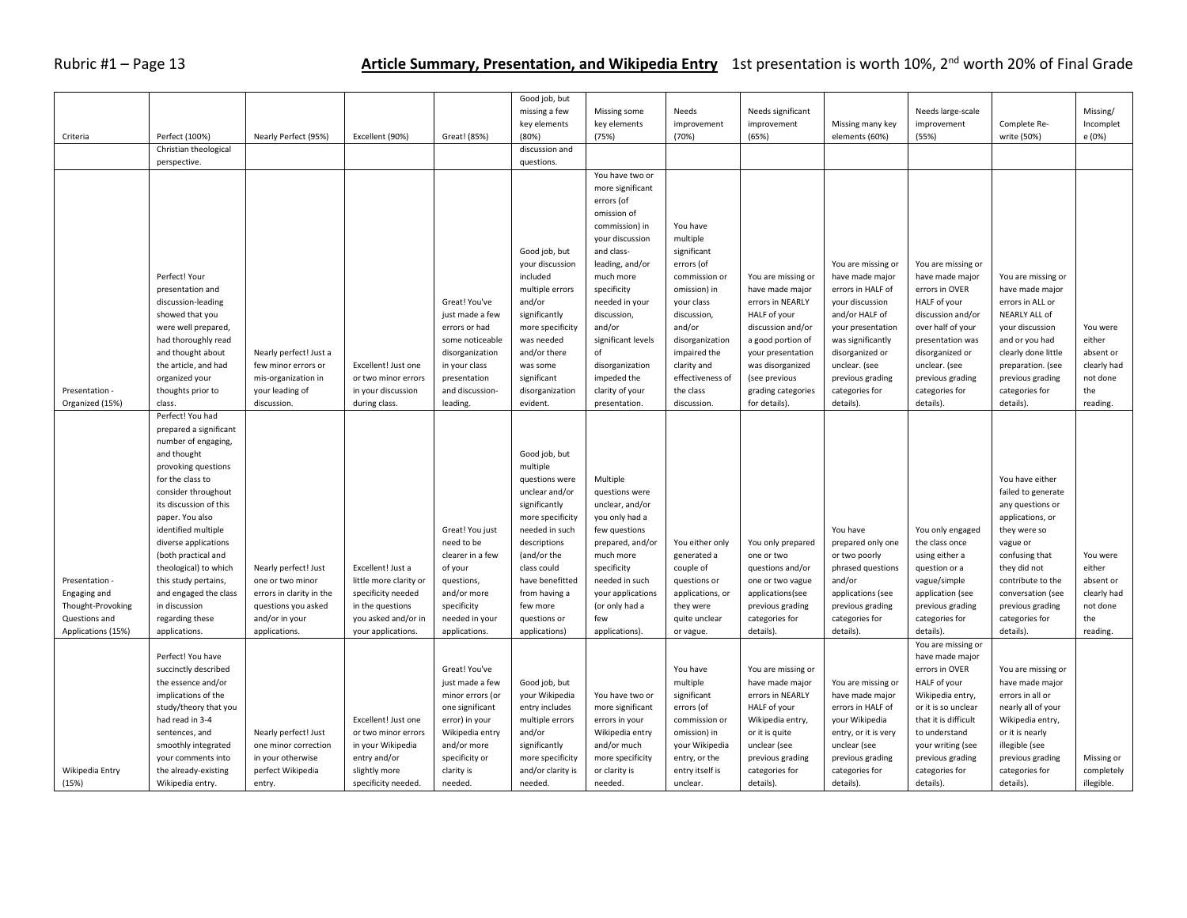## Article Summary, Presentation, and Wikipedia Entry

1st presentation is worth 10%, 2nd worth 20% of Final Grade

| Criteria | Perfect (100%) | Nearly Perfect (95%) | Excellent (90%) | Great! (85%) | Good job, but missing a few key elements (80%) | Missing some key elements (75%) | Needs improvement (70%) | Needs significant improvement (65%) | Missing many key elements (60%) | Needs large-scale improvement (55%) | Complete Re-write (50%) | Missing/ Incomplete (0%) |
|---|---|---|---|---|---|---|---|---|---|---|---|---|
| | Christian theological perspective. | | | | discussion and questions. | | | | | | | |
| Presentation - Organized (15%) | Perfect! Your presentation and discussion-leading showed that you were well prepared, had thoroughly read and thought about the article, and had organized your thoughts prior to class. | Nearly perfect! Just a few minor errors or mis-organization in your leading of discussion. | Excellent! Just one or two minor errors in your discussion during class. | Great! You've just made a few errors or had some noticeable disorganization in your class presentation and discussion-leading. | Good job, but your discussion included multiple errors and/or significantly more specificity was needed and/or there was some significant disorganization evident. | You have two or more significant errors (of omission of commission) in your discussion and class-leading, and/or much more specificity needed in your discussion, and/or significant levels of disorganization impeded the clarity of your presentation. | You have multiple significant errors (of commission or omission) in your class discussion, and/or disorganization impaired the clarity and effectiveness of the class discussion. | You are missing or have made major errors in NEARLY HALF of your discussion and/or a good portion of your presentation was disorganized (see previous grading categories for details). | You are missing or have made major errors in HALF of your discussion and/or HALF of your presentation was significantly disorganized or unclear. (see previous grading categories for details). | You are missing or have made major errors in OVER HALF of your discussion and/or over half of your presentation was disorganized or unclear. (see previous grading categories for details). | You are missing or have made major errors in ALL or NEARLY ALL of your discussion and or you had clearly done little preparation. (see previous grading categories for details). | You were either absent or clearly had not done the reading. |
| Presentation - Engaging and Thought-Provoking Questions and Applications (15%) | Perfect! You had prepared a significant number of engaging, and thought provoking questions for the class to consider throughout its discussion of this paper. You also identified multiple diverse applications (both practical and theological) to which this study pertains, and engaged the class in discussion regarding these applications. | Nearly perfect! Just one or two minor errors in clarity in the questions you asked and/or in your applications. | Excellent! Just a little more clarity or specificity needed in the questions you asked and/or in your applications. | Great! You just need to be clearer in a few of your questions, and/or more specificity needed in your applications. | Good job, but multiple questions were unclear and/or significantly more specificity needed in such descriptions (and/or the class could have benefitted from having a few more questions or applications) | Multiple questions were unclear, and/or you only had a few questions prepared, and/or much more specificity needed in such your applications (or only had a few applications). | You either only generated a couple of questions or applications, or they were quite unclear or vague. | You only prepared one or two questions and/or one or two vague applications(see previous grading categories for details). | You have prepared only one or two poorly phrased questions and/or applications (see previous grading categories for details). | You only engaged the class once using either a question or a vague/simple application (see previous grading categories for details). | You have either failed to generate any questions or applications, or they were so vague or confusing that they did not contribute to the conversation (see previous grading categories for details). | You were either absent or clearly had not done the reading. |
| Wikipedia Entry (15%) | Perfect! You have succinctly described the essence and/or implications of the study/theory that you had read in 3-4 sentences, and smoothly integrated your comments into the already-existing Wikipedia entry. | Nearly perfect! Just one minor correction in your otherwise perfect Wikipedia entry. | Excellent! Just one or two minor errors in your Wikipedia entry and/or slightly more specificity needed. | Great! You've just made a few minor errors (or one significant error) in your Wikipedia entry and/or more specificity or clarity is needed. | Good job, but your Wikipedia entry includes multiple errors and/or significantly more specificity and/or clarity is needed. | You have two or more significant errors in your Wikipedia entry and/or much more specificity or clarity is needed. | You have multiple significant errors (of commission or omission) in your Wikipedia entry, or the entry itself is unclear. | You are missing or have made major errors in NEARLY HALF of your Wikipedia entry, or it is quite unclear (see previous grading categories for details). | You are missing or have made major errors in HALF of your Wikipedia entry, or it is very unclear (see previous grading categories for details). | You are missing or have made major errors in OVER HALF of your Wikipedia entry, or it is so unclear that it is difficult to understand your writing (see previous grading categories for details). | You are missing or have made major errors in all or nearly all of your Wikipedia entry, or it is nearly illegible (see previous grading categories for details). | Missing or completely illegible. |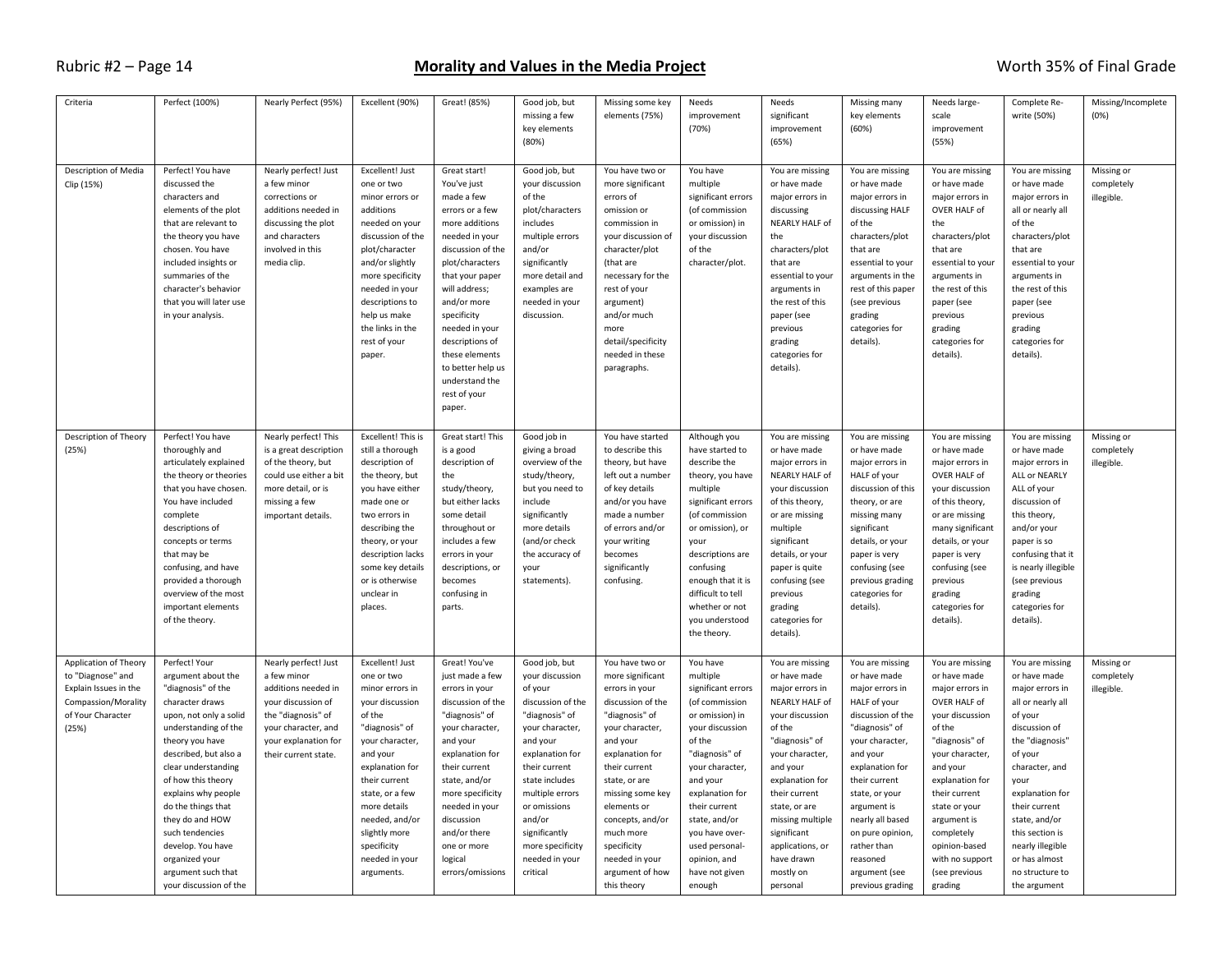## Morality and Values in the Media Project

Worth 35% of Final Grade

| Criteria | Perfect (100%) | Nearly Perfect (95%) | Excellent (90%) | Great! (85%) | Good job, but missing a few key elements (80%) | Missing some key elements (75%) | Needs improvement (70%) | Needs significant improvement (65%) | Missing many key elements (60%) | Needs large-scale improvement (55%) | Complete Re-write (50%) | Missing/Incomplete (0%) |
|---|---|---|---|---|---|---|---|---|---|---|---|---|
| Description of Media Clip (15%) | Perfect! You have discussed the characters and elements of the plot that are relevant to the theory you have chosen. You have included insights or summaries of the character's behavior that you will later use in your analysis. | Nearly perfect! Just a few minor corrections or additions needed in discussing the plot and characters involved in this media clip. | Excellent! Just one or two minor errors or additions needed on your discussion of the plot/character and/or slightly more specificity needed in your descriptions to help us make the links in the rest of your paper. | Great start! You've just made a few errors or a few more additions needed in your discussion of the plot/characters that your paper will address; and/or more specificity needed in your descriptions of these elements to better help us understand the rest of your paper. | Good job, but your discussion of the plot/characters includes multiple errors and/or significantly more detail and examples are needed in your discussion. | You have two or more significant errors of omission or commission in your discussion of character/plot (that are necessary for the rest of your argument) and/or much more detail/specificity needed in these paragraphs. | You have multiple significant errors (of commission or omission) in your discussion of the character/plot. | You are missing or have made major errors in discussing NEARLY HALF of the characters/plot that are essential to your arguments in the rest of this paper (see previous grading categories for details). | You are missing or have made major errors in discussing HALF of the characters/plot that are essential to your arguments in the rest of this paper (see previous grading categories for details). | You are missing or have made major errors in OVER HALF of the characters/plot that are essential to your arguments in the rest of this paper (see previous grading categories for details). | You are missing or have made major errors in all or nearly all of the characters/plot that are essential to your arguments in the rest of this paper (see previous grading categories for details). | Missing or completely illegible. |
| Description of Theory (25%) | Perfect! You have thoroughly and articulately explained the theory or theories that you have chosen. You have included complete descriptions of concepts or terms that may be confusing, and have provided a thorough overview of the most important elements of the theory. | Nearly perfect! This is a great description of the theory, but could use either a bit more detail, or is missing a few important details. | Excellent! This is still a thorough description of the theory, but you have either made one or two errors in describing the theory, or your description lacks some key details or is otherwise unclear in places. | Great start! This is a good description of the study/theory, but either lacks some detail throughout or includes a few errors in your descriptions, or becomes confusing in parts. | Good job in giving a broad overview of the study/theory, but you need to include significantly more details (and/or check the accuracy of your statements). | You have started to describe this theory, but have left out a number of key details and/or you have made a number of errors and/or your writing becomes significantly confusing. | Although you have started to describe the theory, you have multiple significant errors (of commission or omission), or your descriptions are confusing enough that it is difficult to tell whether or not you understood the theory. | You are missing or have made major errors in NEARLY HALF of your discussion of this theory, or are missing multiple significant details, or your paper is quite confusing (see previous grading categories for details). | You are missing or have made major errors in HALF of your discussion of this theory, or are missing many significant details, or your paper is very confusing (see previous grading categories for details). | You are missing or have made major errors in OVER HALF of your discussion of this theory, or are missing many significant details, or your paper is very confusing (see previous grading categories for details). | You are missing or have made major errors in ALL or NEARLY ALL of your discussion of this theory, and/or your paper is so confusing that it is nearly illegible (see previous grading categories for details). | Missing or completely illegible. |
| Application of Theory to "Diagnose" and Explain Issues in the Compassion/Morality of Your Character (25%) | Perfect! Your argument about the "diagnosis" of the character draws upon, not only a solid understanding of the theory you have described, but also a clear understanding of how this theory explains why people do the things that they do and HOW such tendencies develop. You have organized your argument such that your discussion of the | Nearly perfect! Just a few minor additions needed in your discussion of the "diagnosis" of your character, and your explanation for their current state. | Excellent! Just one or two minor errors in your discussion of the "diagnosis" of your character, and your explanation for their current state, or a few more details needed, and/or slightly more specificity needed in your arguments. | Great! You've just made a few errors in your discussion of the "diagnosis" of your character, and your explanation for their current state, and/or more specificity needed in your discussion and/or there one or more logical errors/omissions | Good job, but your discussion of your discussion of the "diagnosis" of your character, and your explanation for their current state includes multiple errors or omissions and/or significantly more specificity needed in your critical | You have two or more significant errors in your discussion of the "diagnosis" of your character, and your explanation for their current state, or are missing some key elements or concepts, and/or much more specificity needed in your argument of how this theory | You have multiple significant errors (of commission or omission) in your discussion of the "diagnosis" of your character, and your explanation for their current state, and/or you have over-used personal-opinion, and have not given enough | You are missing or have made major errors in NEARLY HALF of your discussion of the "diagnosis" of your character, and your explanation for their current state, or are missing multiple significant applications, or have drawn mostly on personal | You are missing or have made major errors in HALF of your discussion of the "diagnosis" of your character, and your explanation for their current state, or your argument is nearly all based on pure opinion, rather than reasoned argument (see previous grading | You are missing or have made major errors in OVER HALF of your discussion of the "diagnosis" of your character, and your explanation for their current state or your argument is completely opinion-based with no support (see previous grading | You are missing or have made major errors in all or nearly all of your discussion of the "diagnosis" of your character, and your explanation for their current state, and/or this section is nearly illegible or has almost no structure to the argument | Missing or completely illegible. |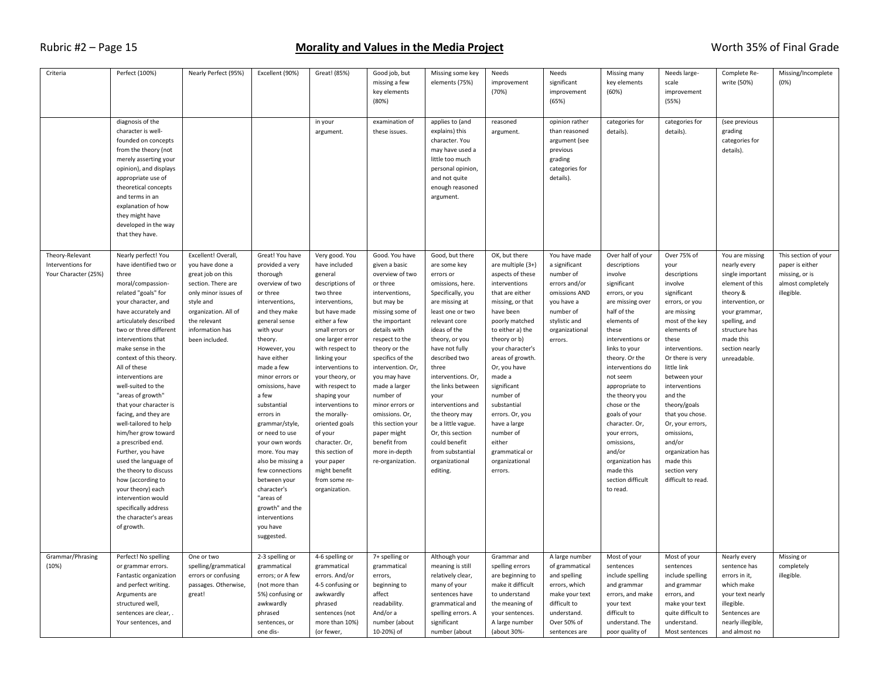| Criteria | Perfect (100%) | Nearly Perfect (95%) | Excellent (90%) | Great! (85%) | Good job, but missing a few key elements (80%) | Missing some key elements (75%) | Needs improvement (70%) | Needs significant improvement (65%) | Missing many key elements (60%) | Needs large-scale improvement (55%) | Complete Re-write (50%) | Missing/Incomplete (0%) |
|---|---|---|---|---|---|---|---|---|---|---|---|---|
| | diagnosis of the character is well-founded on concepts from the theory (not merely asserting your opinion), and displays appropriate use of theoretical concepts and terms in an explanation of how they might have developed in the way that they have. | | | in your argument. | examination of these issues. | applies to (and explains) this character. You may have used a little too much personal opinion, and not quite enough reasoned argument. | reasoned argument. | opinion rather than reasoned argument (see previous grading categories for details). | categories for details). | categories for details). | (see previous grading categories for details). | |
| Theory-Relevant Interventions for Your Character (25%) | Nearly perfect! You have identified two or three moral/compassion-related "goals" for your character, and have accurately and articulately described two or three different interventions that make sense in the context of this theory. All of these interventions are well-suited to the "areas of growth" that your character is facing, and they are well-tailored to help him/her grow toward a prescribed end. Further, you have used the language of the theory to discuss how (according to your theory) each intervention would specifically address the character's areas of growth. | Excellent! Overall, you have done a great job on this section. There are only minor issues of style and organization. All of the relevant information has been included. | Great! You have provided a very thorough overview of two or three interventions, and they make general sense with your theory. However, you have either made a few minor errors or omissions, have a few substantial errors in grammar/style, or need to use your own words more. You may also be missing a few connections between your character's "areas of growth" and the interventions you have suggested. | Very good. You have included general descriptions of two three interventions, but have made either a few small errors or one larger error with respect to linking your interventions to your theory, or with respect to shaping your interventions to the morally-oriented goals of your character. Or, this section of your paper might benefit from some re-organization. | Good. You have given a basic overview of two or three interventions, but may be missing some of the important details with respect to the theory or the specifics of the intervention. Or, you may have made a larger number of minor errors or omissions. Or, this section your paper might benefit from more in-depth re-organization. | Good, but there are some key errors or omissions, here. Specifically, you are missing at least one or two relevant core ideas of the theory, or you have not fully described two three interventions. Or, the links between your interventions and the theory may be a little vague. Or, this section could benefit from substantial organizational editing. | OK, but there are multiple (3+) aspects of these interventions that are either missing, or that have been poorly matched to either a) the theory or b) your character's areas of growth. Or, you have made a significant number of substantial errors. Or, you have a large number of either grammatical or organizational errors. | You have made a significant number of errors and/or omissions AND you have a number of stylistic and organizational errors. | Over half of your descriptions involve significant errors, or you are missing over half of the elements of these interventions or links to your theory. Or the interventions do not seem appropriate to the theory you chose or the goals of your character. Or, your errors, omissions, and/or organization has made this section difficult to read. | Over 75% of your descriptions involve significant errors, or you are missing most of the key elements of these interventions. Or there is very little link between your interventions and the theory/goals that you chose. Or, your errors, omissions, and/or organization has made this section very difficult to read. | You are missing nearly every single important element of this theory & intervention, or your grammar, spelling, and structure has made this section nearly unreadable. | This section of your paper is either missing, or is almost completely illegible. |
| Grammar/Phrasing (10%) | Perfect! No spelling or grammar errors. Fantastic organization and perfect writing. Arguments are structured well, sentences are clear, . Your sentences, and | One or two spelling/grammatical errors or confusing passages. Otherwise, great! | 2-3 spelling or grammatical errors; or A few (not more than 5%) confusing or awkwardly phrased sentences, or one dis- | 4-6 spelling or grammatical errors. And/or 4-5 confusing or awkwardly phrased sentences (not more than 10%) (or fewer, | 7+ spelling or grammatical errors, beginning to affect readability. And/or a number (about 10-20%) of | Although your meaning is still relatively clear, many of your sentences have grammatical and spelling errors. A significant number (about | Grammar and spelling errors are beginning to make it difficult to understand the meaning of your sentences. A large number (about 30%- | A large number of grammatical and spelling errors, which make your text difficult to understand. Over 50% of sentences are | Most of your sentences include spelling and grammar errors, and make your text difficult to understand. The poor quality of | Most of your sentences include spelling and grammar errors, and make your text quite difficult to understand. Most sentences | Nearly every sentence has errors in it, which make your text nearly illegible. Sentences are nearly illegible, and almost no | Missing or completely illegible. |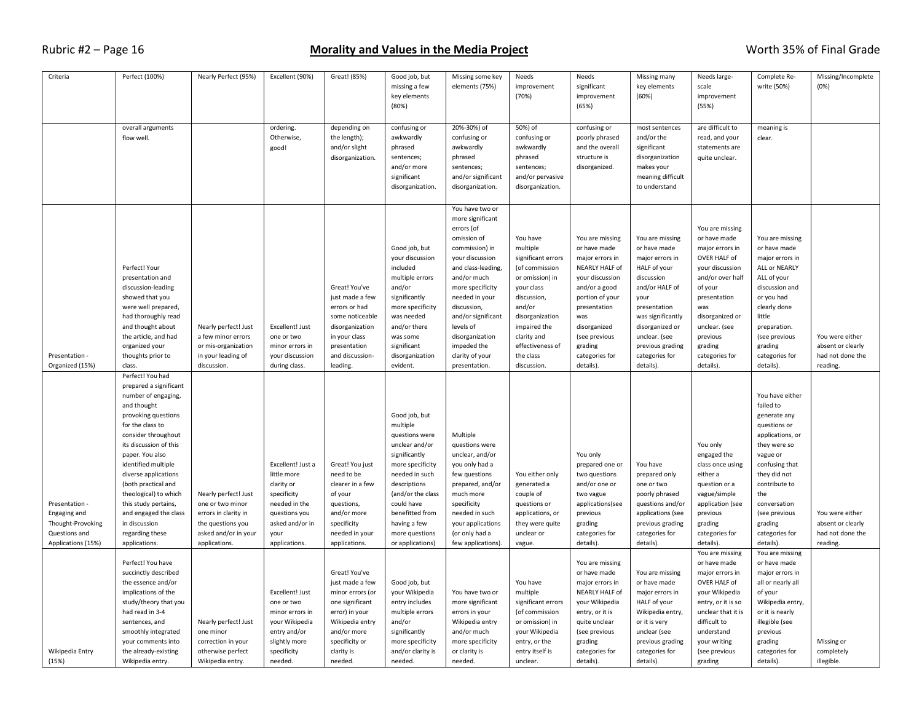# Morality and Values in the Media Project

Rubric #2 — Worth 35% of Final Grade

| Criteria | Perfect (100%) | Nearly Perfect (95%) | Excellent (90%) | Great! (85%) | Good job, but missing a few key elements (80%) | Missing some key elements (75%) | Needs improvement (70%) | Needs significant improvement (65%) | Missing many key elements (60%) | Needs large-scale improvement (55%) | Complete Re-write (50%) | Missing/Incomplete (0%) |
|---|---|---|---|---|---|---|---|---|---|---|---|---|
| | overall arguments flow well. | | ordering. Otherwise, good! | depending on the length); and/or slight disorganization. | confusing or awkwardly phrased sentences; and/or more significant disorganization. | 20%-30%) of confusing or awkwardly phrased sentences; and/or significant disorganization. | 50%) of confusing or awkwardly phrased sentences; and/or pervasive disorganization. | confusing or poorly phrased and the overall structure is disorganized. | most sentences and/or the significant disorganization makes your meaning difficult to understand | are difficult to read, and your statements are quite unclear. | meaning is clear. | |
| Presentation - Organized (15%) | Perfect! Your presentation and discussion-leading showed that you were well prepared, had thoroughly read and thought about the article, and had organized your thoughts prior to class. | Nearly perfect! Just a few minor errors or mis-organization in your leading of discussion. | Excellent! Just one or two minor errors in your discussion during class. | Great! You've just made a few errors or had some noticeable disorganization in your class presentation and discussion-leading. | Good job, but your discussion included multiple errors and/or significantly more specificity was needed and/or there was some significant disorganization evident. | You have two or more significant errors (of omission of commission) in your discussion and class-leading, and/or much more specificity needed in your discussion, and/or significant levels of disorganization impeded the clarity of your presentation. | You have multiple significant errors (of commission or omission) in your class discussion, and/or disorganization impaired the clarity and effectiveness of the class discussion. | You are missing or have made major errors in NEARLY HALF of your discussion and/or a good portion of your presentation was disorganized (see previous grading categories for details). | You are missing or have made major errors in HALF of your discussion and/or HALF of your presentation was significantly disorganized or unclear. (see previous grading categories for details). | You are missing or have made major errors in OVER HALF of your discussion and/or over half of your presentation was disorganized or unclear. (see previous grading categories for details). | You are missing or have made major errors in ALL or NEARLY ALL of your discussion and or you had clearly done little preparation. (see previous grading categories for details). | You were either absent or clearly had not done the reading. |
| Presentation - Engaging and Thought-Provoking Questions and Applications (15%) | Perfect! You had prepared a significant number of engaging, and thought provoking questions for the class to consider throughout its discussion of this paper. You also identified multiple diverse applications (both practical and theological) to which this study pertains, and engaged the class in discussion regarding these applications. | Nearly perfect! Just one or two minor errors in clarity in the questions you asked and/or in your applications. | Excellent! Just a little more clarity or specificity needed in the questions you asked and/or in your applications. | Great! You just need to be clearer in a few of your questions, and/or more specificity needed in your applications. | Good job, but multiple questions were unclear and/or significantly more specificity needed in such descriptions (and/or the class could have benefitted from having a few more questions or applications) | Multiple questions were unclear, and/or you only had a few questions prepared, and/or much more specificity needed in such your applications (or only had a few applications). | You either only generated a couple of questions or applications, or they were quite unclear or vague. | You only prepared one or two questions and/or one or two vague applications(see previous grading categories for details). | You have prepared only one or two poorly phrased questions and/or applications (see previous grading categories for details). | You only engaged the class once using either a question or a vague/simple application (see previous grading categories for details). | You have either failed to generate any questions or applications, or they were so vague or confusing that they did not contribute to the conversation (see previous grading categories for details). | You were either absent or clearly had not done the reading. |
| Wikipedia Entry (15%) | Perfect! You have succinctly described the essence and/or implications of the study/theory that you had read in 3-4 sentences, and smoothly integrated your comments into the already-existing Wikipedia entry. | Nearly perfect! Just one minor correction in your otherwise perfect Wikipedia entry. | Excellent! Just one or two minor errors in your Wikipedia entry and/or slightly more specificity needed. | Great! You've just made a few minor errors (or one significant error) in your Wikipedia entry and/or more specificity or clarity is needed. | Good job, but your Wikipedia entry includes multiple errors and/or significantly more specificity and/or clarity is needed. | You have two or more significant errors in your Wikipedia entry and/or much more specificity or clarity is needed. | You have multiple significant errors (of commission or omission) in your Wikipedia entry, or the entry itself is unclear. | You are missing or have made major errors in NEARLY HALF of your Wikipedia entry, or it is quite unclear (see previous grading categories for details). | You are missing or have made major errors in HALF of your Wikipedia entry, or it is very unclear (see previous grading categories for details). | You are missing or have made major errors in OVER HALF of your Wikipedia entry, or it is so unclear that it is difficult to understand your writing (see previous grading | You are missing or have made major errors in all or nearly all of your Wikipedia entry, or it is nearly illegible (see previous grading categories for details). | Missing or completely illegible. |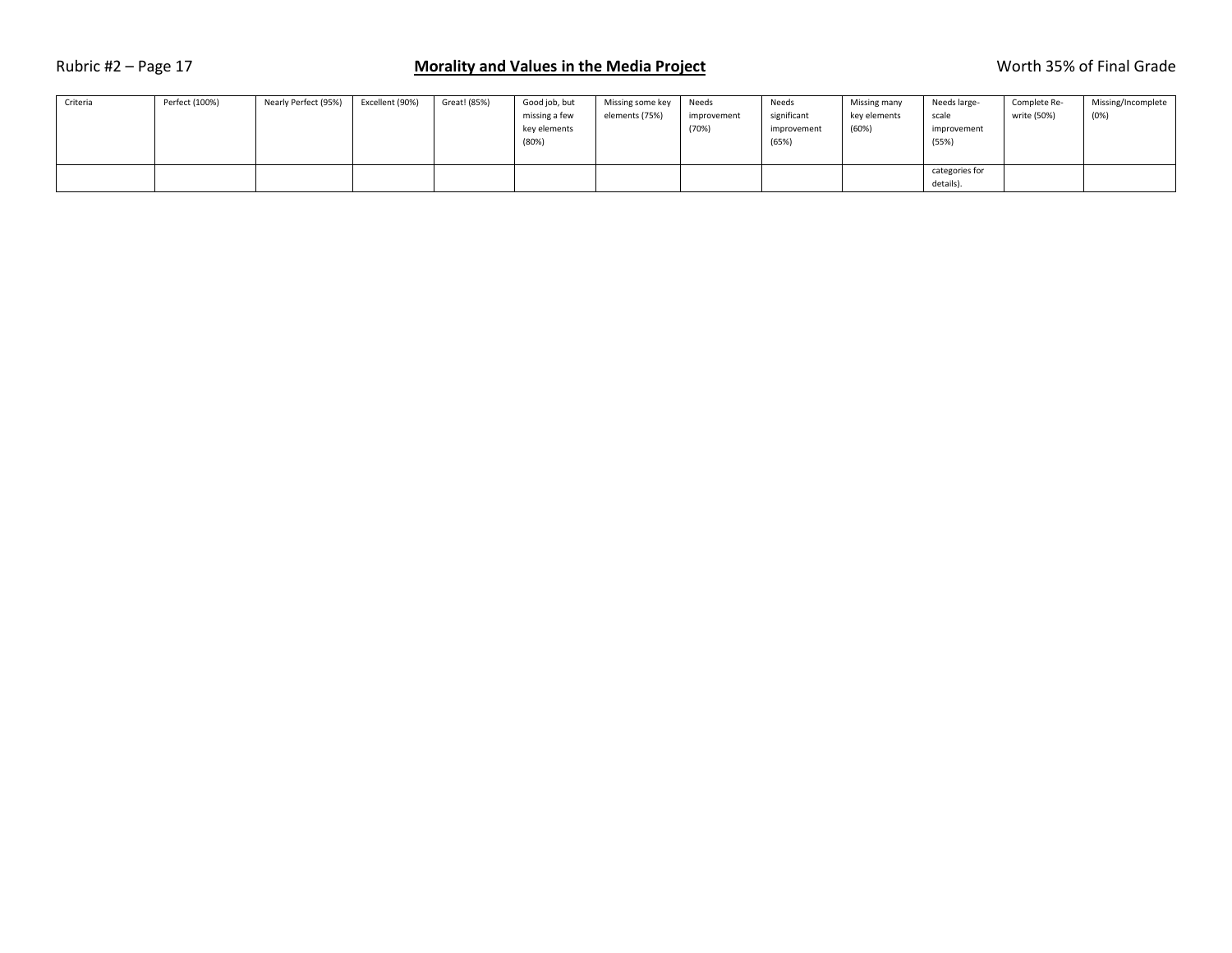Rubric #2 – Page 17 **Morality and Values in the Media Project** Worth 35% of Final Grade

| Criteria | Perfect (100%) | Nearly Perfect (95%) | Excellent (90%) | Great! (85%) | Good job, but missing a few key elements (80%) | Missing some key elements (75%) | Needs improvement (70%) | Needs significant improvement (65%) | Missing many key elements (60%) | Needs large-scale improvement (55%) | Complete Re-write (50%) | Missing/Incomplete (0%) |
|---|---|---|---|---|---|---|---|---|---|---|---|---|
| | | | | | | | | | | categories for details). | | |